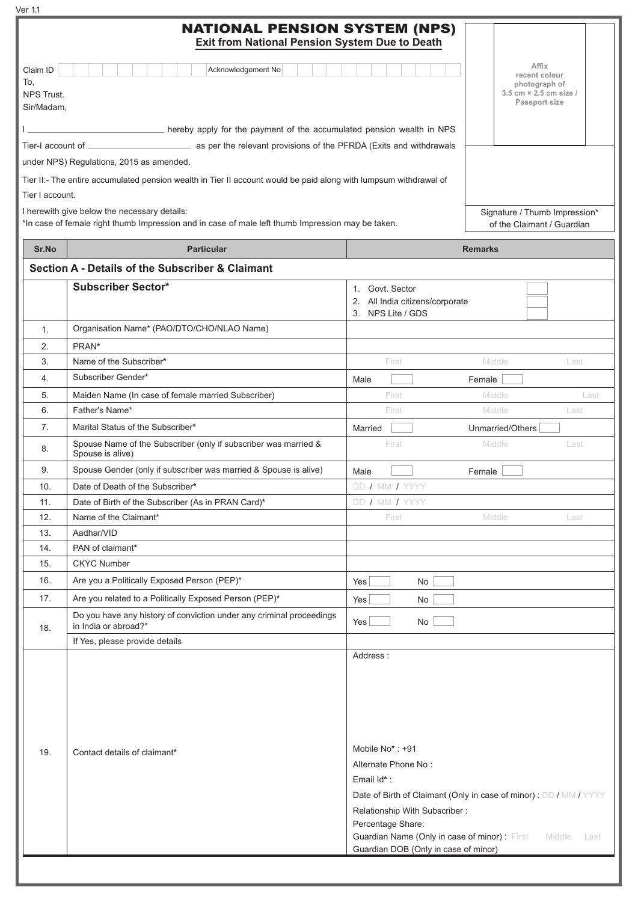# NATIONAL PENSION SYSTEM (NPS)

## Exit from National Pension System Due to Death

Claim ID ____________ Acknowledgement No ____________

Affix recent colour photograph of 3.5 cm × 2.5 cm size / Passport size

To,
NPS Trust.
Sir/Madam,

I ____________________ hereby apply for the payment of the accumulated pension wealth in NPS Tier-I account of ____________________ as per the relevant provisions of the PFRDA (Exits and withdrawals under NPS) Regulations, 2015 as amended.

Tier II:- The entire accumulated pension wealth in Tier II account would be paid along with lumpsum withdrawal of Tier I account.

I herewith give below the necessary details:

*In case of female right thumb Impression and in case of male left thumb Impression may be taken.

Signature / Thumb Impression* of the Claimant / Guardian

| Sr.No | Particular | Remarks |
|---|---|---|
| **Section A - Details of the Subscriber & Claimant** | | |
| | **Subscriber Sector*** | 1. Govt. Sector ☐<br>2. All India citizens/corporate ☐<br>3. NPS Lite / GDS ☐ |
| 1. | Organisation Name* (PAO/DTO/CHO/NLAO Name) | |
| 2. | PRAN* | |
| 3. | Name of the Subscriber* | First Middle Last |
| 4. | Subscriber Gender* | Male ☐ Female ☐ |
| 5. | Maiden Name (In case of female married Subscriber) | First Middle Last |
| 6. | Father's Name* | First Middle Last |
| 7. | Marital Status of the Subscriber* | Married ☐ Unmarried/Others ☐ |
| 8. | Spouse Name of the Subscriber (only if subscriber was married & Spouse is alive) | First Middle Last |
| 9. | Spouse Gender (only if subscriber was married & Spouse is alive) | Male ☐ Female ☐ |
| 10. | Date of Death of the Subscriber* | DD / MM / YYYY |
| 11. | Date of Birth of the Subscriber (As in PRAN Card)* | DD / MM / YYYY |
| 12. | Name of the Claimant* | First Middle Last |
| 13. | Aadhar/VID | |
| 14. | PAN of claimant* | |
| 15. | CKYC Number | |
| 16. | Are you a Politically Exposed Person (PEP)* | Yes ☐ No ☐ |
| 17. | Are you related to a Politically Exposed Person (PEP)* | Yes ☐ No ☐ |
| 18. | Do you have any history of conviction under any criminal proceedings in India or abroad?* | Yes ☐ No ☐ |
| | If Yes, please provide details | |
| 19. | Contact details of claimant* | Address :<br><br>Mobile No* : +91<br>Alternate Phone No :<br>Email Id* :<br>Date of Birth of Claimant (Only in case of minor) : DD / MM / YYYY<br>Relationship With Subscriber :<br>Percentage Share:<br>Guardian Name (Only in case of minor) : First Middle Last<br>Guardian DOB (Only in case of minor) |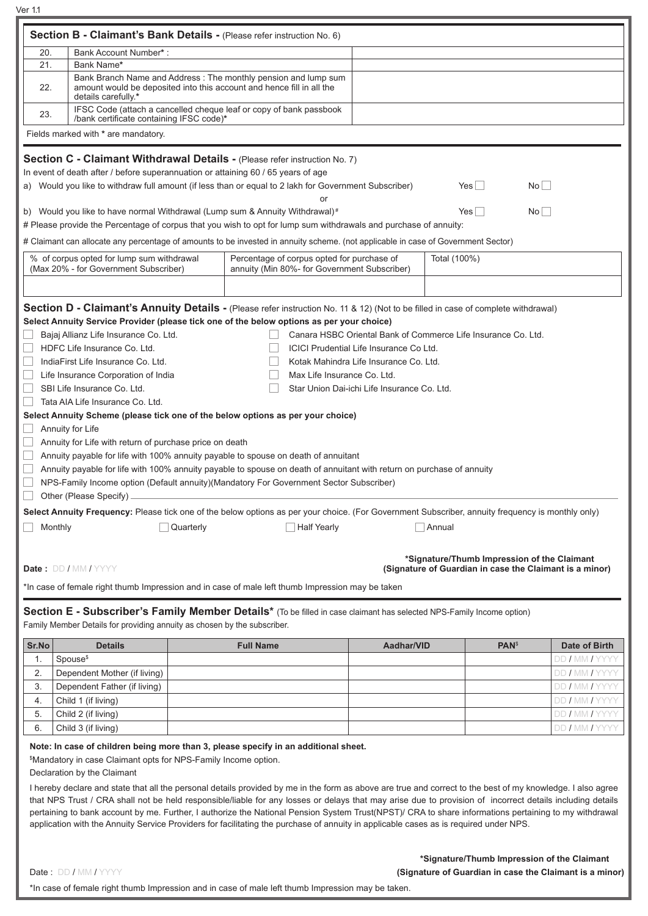## Section B - Claimant's Bank Details - (Please refer instruction No. 6)

| | | |
|---|---|---|
| 20. | Bank Account Number* : | |
| 21. | Bank Name* | |
| 22. | Bank Branch Name and Address : The monthly pension and lump sum amount would be deposited into this account and hence fill in all the details carefully.* | |
| 23. | IFSC Code (attach a cancelled cheque leaf or copy of bank passbook /bank certificate containing IFSC code)* | |

Fields marked with * are mandatory.

## Section C - Claimant Withdrawal Details - (Please refer instruction No. 7)

In event of death after / before superannuation or attaining 60 / 65 years of age

a) Would you like to withdraw full amount (if less than or equal to 2 lakh for Government Subscriber) Yes ☐ No ☐

or

b) Would you like to have normal Withdrawal (Lump sum & Annuity Withdrawal)# Yes ☐ No ☐

# Please provide the Percentage of corpus that you wish to opt for lump sum withdrawals and purchase of annuity:

# Claimant can allocate any percentage of amounts to be invested in annuity scheme. (not applicable in case of Government Sector)

| % of corpus opted for lump sum withdrawal (Max 20% - for Government Subscriber) | Percentage of corpus opted for purchase of annuity (Min 80%- for Government Subscriber) | Total (100%) |
|---|---|---|
| | | |

## Section D - Claimant's Annuity Details - (Please refer instruction No. 11 & 12) (Not to be filled in case of complete withdrawal)

**Select Annuity Service Provider (please tick one of the below options as per your choice)**

- ☐ Bajaj Allianz Life Insurance Co. Ltd.
- ☐ Canara HSBC Oriental Bank of Commerce Life Insurance Co. Ltd.
- ☐ HDFC Life Insurance Co. Ltd.
- ☐ ICICI Prudential Life Insurance Co Ltd.
- ☐ IndiaFirst Life Insurance Co. Ltd.
- ☐ Kotak Mahindra Life Insurance Co. Ltd.
- ☐ Life Insurance Corporation of India
- ☐ Max Life Insurance Co. Ltd.
- ☐ SBI Life Insurance Co. Ltd.
- ☐ Star Union Dai-ichi Life Insurance Co. Ltd.
- ☐ Tata AIA Life Insurance Co. Ltd.

**Select Annuity Scheme (please tick one of the below options as per your choice)**

- ☐ Annuity for Life
- ☐ Annuity for Life with return of purchase price on death
- ☐ Annuity payable for life with 100% annuity payable to spouse on death of annuitant
- ☐ Annuity payable for life with 100% annuity payable to spouse on death of annuitant with return on purchase of annuity
- ☐ NPS-Family Income option (Default annuity)(Mandatory For Government Sector Subscriber)
- ☐ Other (Please Specify) ____________________

**Select Annuity Frequency:** Please tick one of the below options as per your choice. (For Government Subscriber, annuity frequency is monthly only)

☐ Monthly ☐ Quarterly ☐ Half Yearly ☐ Annual

**Date :** DD / MM / YYYY

**\*Signature/Thumb Impression of the Claimant**
**(Signature of Guardian in case the Claimant is a minor)**

*In case of female right thumb Impression and in case of male left thumb Impression may be taken

## Section E - Subscriber's Family Member Details* (To be filled in case claimant has selected NPS-Family Income option)

Family Member Details for providing annuity as chosen by the subscriber.

| Sr.No | Details | Full Name | Aadhar/VID | PAN$ | Date of Birth |
|---|---|---|---|---|---|
| 1. | Spouse$ | | | | DD / MM / YYYY |
| 2. | Dependent Mother (if living) | | | | DD / MM / YYYY |
| 3. | Dependent Father (if living) | | | | DD / MM / YYYY |
| 4. | Child 1 (if living) | | | | DD / MM / YYYY |
| 5. | Child 2 (if living) | | | | DD / MM / YYYY |
| 6. | Child 3 (if living) | | | | DD / MM / YYYY |

**Note: In case of children being more than 3, please specify in an additional sheet.**

$Mandatory in case Claimant opts for NPS-Family Income option.

Declaration by the Claimant

I hereby declare and state that all the personal details provided by me in the form as above are true and correct to the best of my knowledge. I also agree that NPS Trust / CRA shall not be held responsible/liable for any losses or delays that may arise due to provision of incorrect details including details pertaining to bank account by me. Further, I authorize the National Pension System Trust(NPST)/ CRA to share informations pertaining to my withdrawal application with the Annuity Service Providers for facilitating the purchase of annuity in applicable cases as is required under NPS.

Date : DD / MM / YYYY

**\*Signature/Thumb Impression of the Claimant**
**(Signature of Guardian in case the Claimant is a minor)**

*In case of female right thumb Impression and in case of male left thumb Impression may be taken.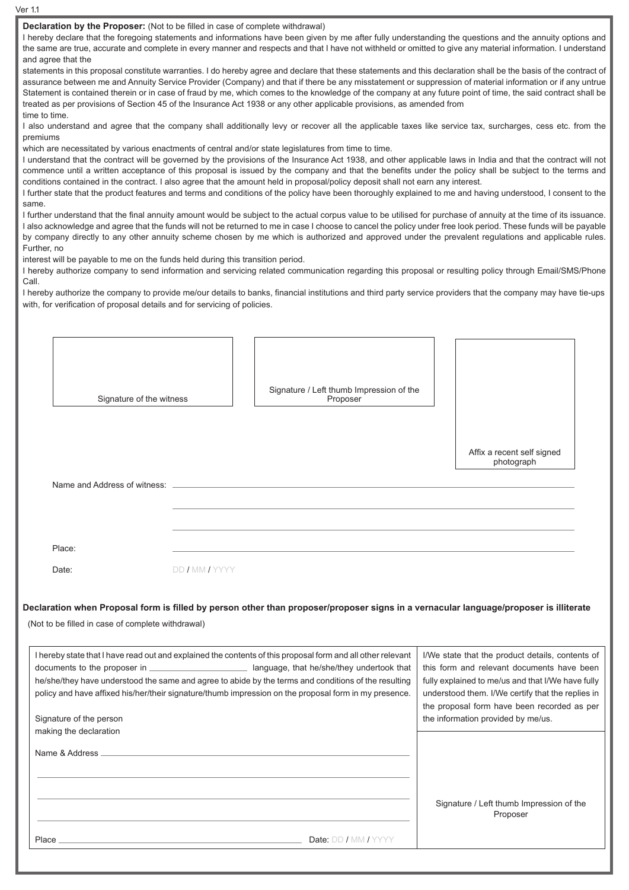Ver 1.1

**Declaration by the Proposer:** (Not to be filled in case of complete withdrawal)

I hereby declare that the foregoing statements and informations have been given by me after fully understanding the questions and the annuity options and the same are true, accurate and complete in every manner and respects and that I have not withheld or omitted to give any material information. I understand and agree that the statements in this proposal constitute warranties. I do hereby agree and declare that these statements and this declaration shall be the basis of the contract of assurance between me and Annuity Service Provider (Company) and that if there be any misstatement or suppression of material information or if any untrue Statement is contained therein or in case of fraud by me, which comes to the knowledge of the company at any future point of time, the said contract shall be treated as per provisions of Section 45 of the Insurance Act 1938 or any other applicable provisions, as amended from time to time.

I also understand and agree that the company shall additionally levy or recover all the applicable taxes like service tax, surcharges, cess etc. from the premiums which are necessitated by various enactments of central and/or state legislatures from time to time.

I understand that the contract will be governed by the provisions of the Insurance Act 1938, and other applicable laws in India and that the contract will not commence until a written acceptance of this proposal is issued by the company and that the benefits under the policy shall be subject to the terms and conditions contained in the contract. I also agree that the amount held in proposal/policy deposit shall not earn any interest.

I further state that the product features and terms and conditions of the policy have been thoroughly explained to me and having understood, I consent to the same.

I further understand that the final annuity amount would be subject to the actual corpus value to be utilised for purchase of annuity at the time of its issuance. I also acknowledge and agree that the funds will not be returned to me in case I choose to cancel the policy under free look period. These funds will be payable by company directly to any other annuity scheme chosen by me which is authorized and approved under the prevalent regulations and applicable rules. Further, no interest will be payable to me on the funds held during this transition period.

I hereby authorize company to send information and servicing related communication regarding this proposal or resulting policy through Email/SMS/Phone Call.

I hereby authorize the company to provide me/our details to banks, financial institutions and third party service providers that the company may have tie-ups with, for verification of proposal details and for servicing of policies.

| Signature of the witness | Signature / Left thumb Impression of the Proposer | Affix a recent self signed photograph |
|---|---|---|

Name and Address of witness: ______________________________

______________________________

______________________________

Place: ______________________________

Date: DD / MM / YYYY

**Declaration when Proposal form is filled by person other than proposer/proposer signs in a vernacular language/proposer is illiterate**

(Not to be filled in case of complete withdrawal)

| I hereby state that I have read out and explained the contents of this proposal form and all other relevant documents to the proposer in ____________ language, that he/she/they undertook that he/she/they have understood the same and agree to abide by the terms and conditions of the resulting policy and have affixed his/her/their signature/thumb impression on the proposal form in my presence.<br><br>Signature of the person making the declaration<br><br>Name & Address ______________________________<br>______________________________<br>______________________________<br>______________________________<br><br>Place ____________________ Date: DD / MM / YYYY | I/We state that the product details, contents of this form and relevant documents have been fully explained to me/us and that I/We have fully understood them. I/We certify that the replies in the proposal form have been recorded as per the information provided by me/us.<br><br>Signature / Left thumb Impression of the Proposer |
|---|---|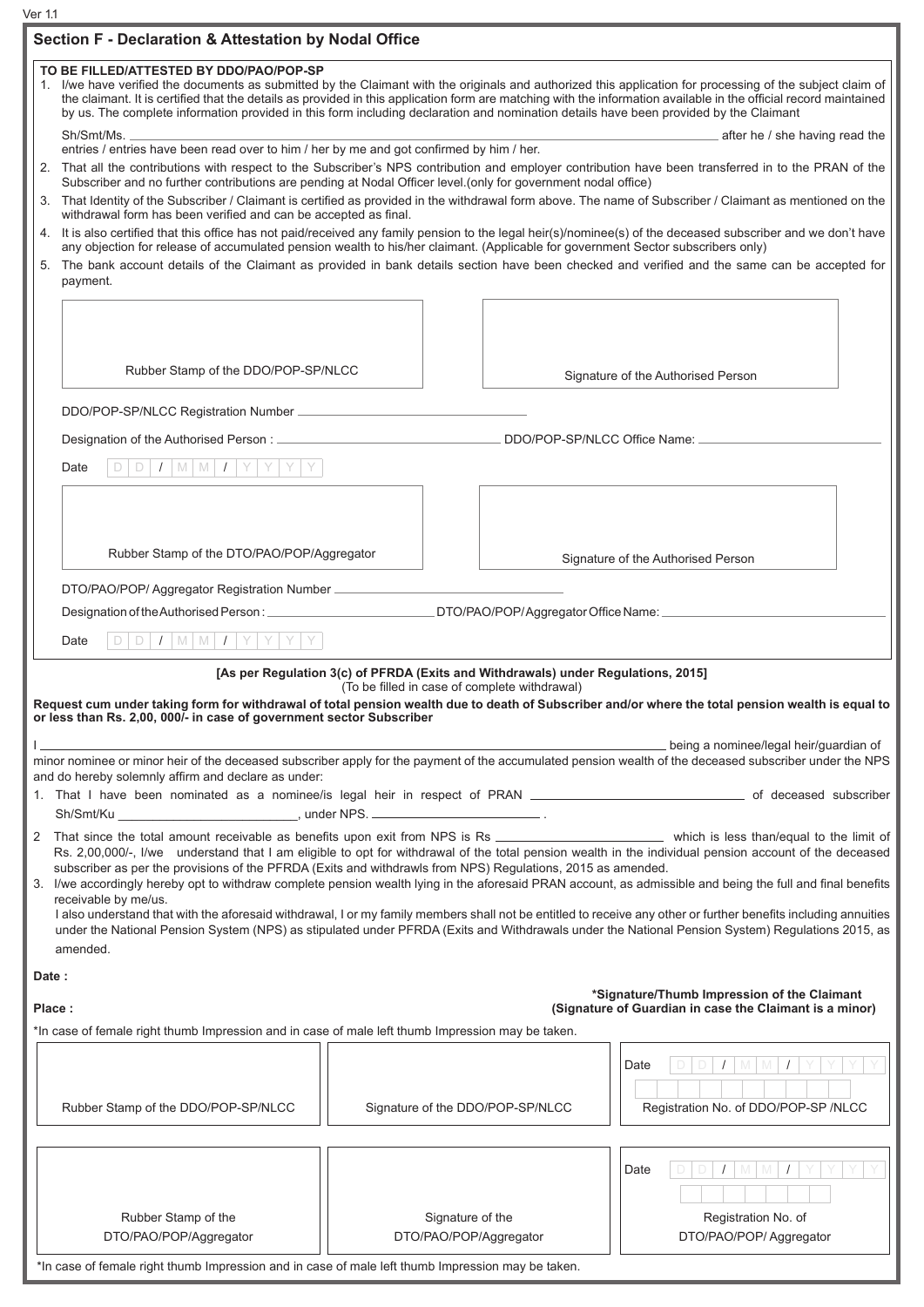Ver 1.1

## Section F - Declaration & Attestation by Nodal Office

**TO BE FILLED/ATTESTED BY DDO/PAO/POP-SP**

1. I/we have verified the documents as submitted by the Claimant with the originals and authorized this application for processing of the subject claim of the claimant. It is certified that the details as provided in this application form are matching with the information available in the official record maintained by us. The complete information provided in this form including declaration and nomination details have been provided by the Claimant

   Sh/Smt/Ms. ______________________________________________ after he / she having read the entries / entries have been read over to him / her by me and got confirmed by him / her.

2. That all the contributions with respect to the Subscriber's NPS contribution and employer contribution have been transferred in to the PRAN of the Subscriber and no further contributions are pending at Nodal Officer level.(only for government nodal office)
3. That Identity of the Subscriber / Claimant is certified as provided in the withdrawal form above. The name of Subscriber / Claimant as mentioned on the withdrawal form has been verified and can be accepted as final.
4. It is also certified that this office has not paid/received any family pension to the legal heir(s)/nominee(s) of the deceased subscriber and we don't have any objection for release of accumulated pension wealth to his/her claimant. (Applicable for government Sector subscribers only)
5. The bank account details of the Claimant as provided in bank details section have been checked and verified and the same can be accepted for payment.

| Rubber Stamp of the DDO/POP-SP/NLCC | Signature of the Authorised Person |
|---|---|

DDO/POP-SP/NLCC Registration Number ______________________

Designation of the Authorised Person : ______________________ DDO/POP-SP/NLCC Office Name: ______________________

Date D D / M M / Y Y Y Y

| Rubber Stamp of the DTO/PAO/POP/Aggregator | Signature of the Authorised Person |
|---|---|

DTO/PAO/POP/ Aggregator Registration Number ______________________

Designation of the Authorised Person : ______________________ DTO/PAO/POP/Aggregator Office Name: ______________________

Date D D / M M / Y Y Y Y

**[As per Regulation 3(c) of PFRDA (Exits and Withdrawals) under Regulations, 2015]**

(To be filled in case of complete withdrawal)

**Request cum under taking form for withdrawal of total pension wealth due to death of Subscriber and/or where the total pension wealth is equal to or less than Rs. 2,00, 000/- in case of government sector Subscriber**

I ______________________________________________ being a nominee/legal heir/guardian of minor nominee or minor heir of the deceased subscriber apply for the payment of the accumulated pension wealth of the deceased subscriber under the NPS and do hereby solemnly affirm and declare as under:

1. That I have been nominated as a nominee/is legal heir in respect of PRAN ______________________ of deceased subscriber Sh/Smt/Ku ______________________, under NPS. ______________________ .
2. That since the total amount receivable as benefits upon exit from NPS is Rs ______________________ which is less than/equal to the limit of Rs. 2,00,000/-, I/we understand that I am eligible to opt for withdrawal of the total pension wealth in the individual pension account of the deceased subscriber as per the provisions of the PFRDA (Exits and withdrawls from NPS) Regulations, 2015 as amended.
3. I/we accordingly hereby opt to withdraw complete pension wealth lying in the aforesaid PRAN account, as admissible and being the full and final benefits receivable by me/us.

   I also understand that with the aforesaid withdrawal, I or my family members shall not be entitled to receive any other or further benefits including annuities under the National Pension System (NPS) as stipulated under PFRDA (Exits and Withdrawals under the National Pension System) Regulations 2015, as amended.

**Date :**

**Place :**

**\*Signature/Thumb Impression of the Claimant**
**(Signature of Guardian in case the Claimant is a minor)**

*In case of female right thumb Impression and in case of male left thumb Impression may be taken.

| Rubber Stamp of the DDO/POP-SP/NLCC | Signature of the DDO/POP-SP/NLCC | Date D D / M M / Y Y Y Y<br>Registration No. of DDO/POP-SP /NLCC |
|---|---|---|
| Rubber Stamp of the DTO/PAO/POP/Aggregator | Signature of the DTO/PAO/POP/Aggregator | Date D D / M M / Y Y Y Y<br>Registration No. of DTO/PAO/POP/ Aggregator |

*In case of female right thumb Impression and in case of male left thumb Impression may be taken.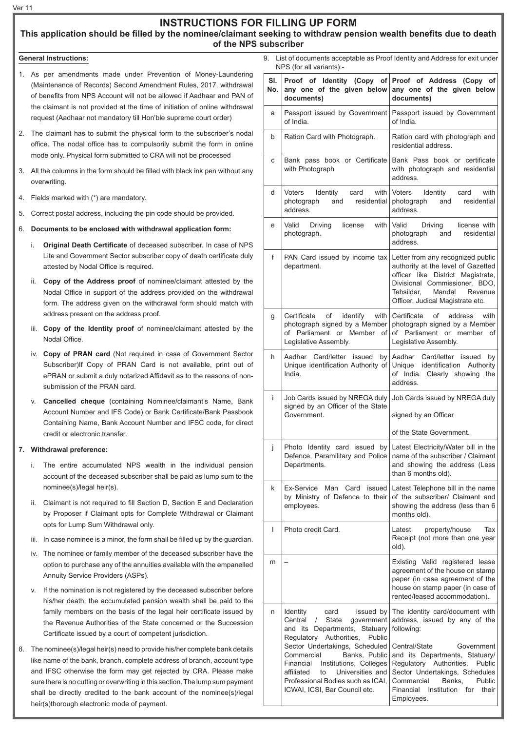Ver 1.1

# INSTRUCTIONS FOR FILLING UP FORM

## This application should be filled by the nominee/claimant seeking to withdraw pension wealth benefits due to death of the NPS subscriber

**General Instructions:**

1. As per amendments made under Prevention of Money-Laundering (Maintenance of Records) Second Amendment Rules, 2017, withdrawal of benefits from NPS Account will not be allowed if Aadhaar and PAN of the claimant is not provided at the time of initiation of online withdrawal request (Aadhaar not mandatory till Hon'ble supreme court order)
2. The claimant has to submit the physical form to the subscriber's nodal office. The nodal office has to compulsorily submit the form in online mode only. Physical form submitted to CRA will not be processed
3. All the columns in the form should be filled with black ink pen without any overwriting.
4. Fields marked with (*) are mandatory.
5. Correct postal address, including the pin code should be provided.
6. **Documents to be enclosed with withdrawal application form:**
   i. **Original Death Certificate** of deceased subscriber. In case of NPS Lite and Government Sector subscriber copy of death certificate duly attested by Nodal Office is required.
   ii. **Copy of the Address proof** of nominee/claimant attested by the Nodal Office in support of the address provided on the withdrawal form. The address given on the withdrawal form should match with address present on the address proof.
   iii. **Copy of the Identity proof** of nominee/claimant attested by the Nodal Office.
   iv. **Copy of PRAN card** (Not required in case of Government Sector Subscriber)If Copy of PRAN Card is not available, print out of ePRAN or submit a duly notarized Affidavit as to the reasons of non-submission of the PRAN card.
   v. **Cancelled cheque** (containing Nominee/claimant's Name, Bank Account Number and IFS Code) or Bank Certificate/Bank Passbook Containing Name, Bank Account Number and IFSC code, for direct credit or electronic transfer.
7. **Withdrawal preference:**
   i. The entire accumulated NPS wealth in the individual pension account of the deceased subscriber shall be paid as lump sum to the nominee(s)/legal heir(s).
   ii. Claimant is not required to fill Section D, Section E and Declaration by Proposer if Claimant opts for Complete Withdrawal or Claimant opts for Lump Sum Withdrawal only.
   iii. In case nominee is a minor, the form shall be filled up by the guardian.
   iv. The nominee or family member of the deceased subscriber have the option to purchase any of the annuities available with the empanelled Annuity Service Providers (ASPs).
   v. If the nomination is not registered by the deceased subscriber before his/her death, the accumulated pension wealth shall be paid to the family members on the basis of the legal heir certificate issued by the Revenue Authorities of the State concerned or the Succession Certificate issued by a court of competent jurisdiction.
8. The nominee(s)/legal heir(s) need to provide his/her complete bank details like name of the bank, branch, complete address of branch, account type and IFSC otherwise the form may get rejected by CRA. Please make sure there is no cutting or overwriting in this section. The lump sum payment shall be directly credited to the bank account of the nominee(s)/legal heir(s)thorough electronic mode of payment.
9. List of documents acceptable as Proof Identity and Address for exit under NPS (for all variants):-

| Sl. No. | Proof of Identity (Copy of any one of the given below documents) | Proof of Address (Copy of any one of the given below documents) |
|---|---|---|
| a | Passport issued by Government of India. | Passport issued by Government of India. |
| b | Ration Card with Photograph. | Ration card with photograph and residential address. |
| c | Bank pass book or Certificate with Photograph | Bank Pass book or certificate with photograph and residential address. |
| d | Voters Identity card with photograph and residential address. | Voters Identity card with photograph and residential address. |
| e | Valid Driving license with photograph. | Valid Driving license with photograph and residential address. |
| f | PAN Card issued by income tax department. | Letter from any recognized public authority at the level of Gazetted officer like District Magistrate, Divisional Commissioner, BDO, Tehsildar, Mandal Revenue Officer, Judical Magistrate etc. |
| g | Certificate of identify with photograph signed by a Member of Parliament or Member of Legislative Assembly. | Certificate of address with photograph signed by a Member of Parliament or member of Legislative Assembly. |
| h | Aadhar Card/letter issued by Unique identification Authority of India. | Aadhar Card/letter issued by Unique identification Authority of India. Clearly showing the address. |
| i | Job Cards issued by NREGA duly signed by an Officer of the State Government. | Job Cards issued by NREGA duly signed by an Officer of the State Government. |
| j | Photo Identity card issued by Defence, Paramilitary and Police Departments. | Latest Electricity/Water bill in the name of the subscriber / Claimant and showing the address (Less than 6 months old). |
| k | Ex-Service Man Card issued by Ministry of Defence to their employees. | Latest Telephone bill in the name of the subscriber/ Claimant and showing the address (less than 6 months old). |
| l | Photo credit Card. | Latest property/house Tax Receipt (not more than one year old). |
| m | – | Existing Valid registered lease agreement of the house on stamp paper (in case agreement of the house on stamp paper (in case of rented/leased accommodation). |
| n | Identity card issued by Central / State government and its Departments, Statuary Regulatory Authorities, Public Sector Undertakings, Scheduled Commercial Banks, Public Financial Institutions, Colleges affiliated to Universities and Professional Bodies such as ICAI, ICWAI, ICSI, Bar Council etc. | The identity card/document with address, issued by any of the following: Central/State Government and its Departments, Statuary/ Regulatory Authorities, Public Sector Undertakings, Schedules Commercial Banks, Public Financial Institution for their Employees. |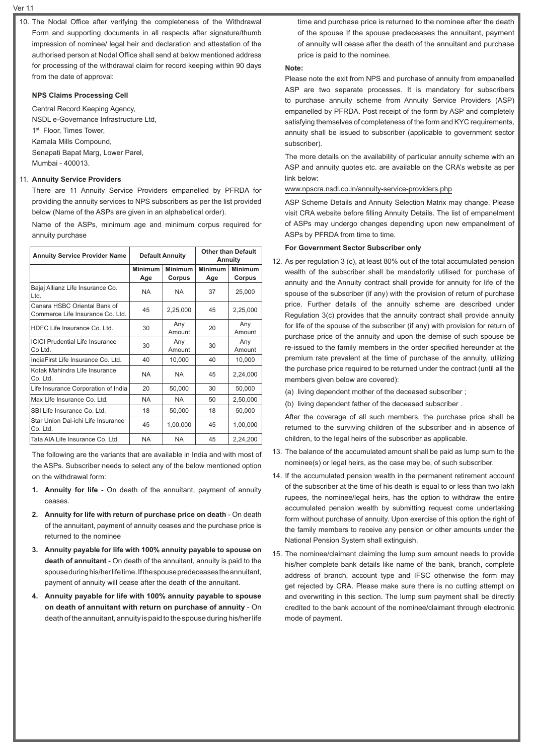10. The Nodal Office after verifying the completeness of the Withdrawal Form and supporting documents in all respects after signature/thumb impression of nominee/ legal heir and declaration and attestation of the authorised person at Nodal Office shall send at below mentioned address for processing of the withdrawal claim for record keeping within 90 days from the date of approval:

    **NPS Claims Processing Cell**

    Central Record Keeping Agency,
    NSDL e-Governance Infrastructure Ltd,
    1st Floor, Times Tower,
    Kamala Mills Compound,
    Senapati Bapat Marg, Lower Parel,
    Mumbai - 400013.

11. **Annuity Service Providers**

    There are 11 Annuity Service Providers empanelled by PFRDA for providing the annuity services to NPS subscribers as per the list provided below (Name of the ASPs are given in an alphabetical order).

    Name of the ASPs, minimum age and minimum corpus required for annuity purchase

| Annuity Service Provider Name | Default Annuity | | Other than Default Annuity | |
|---|---|---|---|---|
| | Minimum Age | Minimum Corpus | Minimum Age | Minimum Corpus |
| Bajaj Allianz Life Insurance Co. Ltd. | NA | NA | 37 | 25,000 |
| Canara HSBC Oriental Bank of Commerce Life Insurance Co. Ltd. | 45 | 2,25,000 | 45 | 2,25,000 |
| HDFC Life Insurance Co. Ltd. | 30 | Any Amount | 20 | Any Amount |
| ICICI Prudential Life Insurance Co Ltd. | 30 | Any Amount | 30 | Any Amount |
| IndiaFirst Life Insurance Co. Ltd. | 40 | 10,000 | 40 | 10,000 |
| Kotak Mahindra Life Insurance Co. Ltd. | NA | NA | 45 | 2,24,000 |
| Life Insurance Corporation of India | 20 | 50,000 | 30 | 50,000 |
| Max Life Insurance Co. Ltd. | NA | NA | 50 | 2,50,000 |
| SBI Life Insurance Co. Ltd. | 18 | 50,000 | 18 | 50,000 |
| Star Union Dai-ichi Life Insurance Co. Ltd. | 45 | 1,00,000 | 45 | 1,00,000 |
| Tata AIA Life Insurance Co. Ltd. | NA | NA | 45 | 2,24,200 |

The following are the variants that are available in India and with most of the ASPs. Subscriber needs to select any of the below mentioned option on the withdrawal form:

1. **Annuity for life** - On death of the annuitant, payment of annuity ceases.
2. **Annuity for life with return of purchase price on death** - On death of the annuitant, payment of annuity ceases and the purchase price is returned to the nominee
3. **Annuity payable for life with 100% annuity payable to spouse on death of annuitant** - On death of the annuitant, annuity is paid to the spouse during his/her life time. If the spouse predeceases the annuitant, payment of annuity will cease after the death of the annuitant.
4. **Annuity payable for life with 100% annuity payable to spouse on death of annuitant with return on purchase of annuity** - On death of the annuitant, annuity is paid to the spouse during his/her life time and purchase price is returned to the nominee after the death of the spouse If the spouse predeceases the annuitant, payment of annuity will cease after the death of the annuitant and purchase price is paid to the nominee.

**Note:**

Please note the exit from NPS and purchase of annuity from empanelled ASP are two separate processes. It is mandatory for subscribers to purchase annuity scheme from Annuity Service Providers (ASP) empanelled by PFRDA. Post receipt of the form by ASP and completely satisfying themselves of completeness of the form and KYC requirements, annuity shall be issued to subscriber (applicable to government sector subscriber).

The more details on the availability of particular annuity scheme with an ASP and annuity quotes etc. are available on the CRA's website as per link below:

www.npscra.nsdl.co.in/annuity-service-providers.php

ASP Scheme Details and Annuity Selection Matrix may change. Please visit CRA website before filling Annuity Details. The list of empanelment of ASPs may undergo changes depending upon new empanelment of ASPs by PFRDA from time to time.

**For Government Sector Subscriber only**

12. As per regulation 3 (c), at least 80% out of the total accumulated pension wealth of the subscriber shall be mandatorily utilised for purchase of annuity and the Annuity contract shall provide for annuity for life of the spouse of the subscriber (if any) with the provision of return of purchase price. Further details of the annuity scheme are described under Regulation 3(c) provides that the annuity contract shall provide annuity for life of the spouse of the subscriber (if any) with provision for return of purchase price of the annuity and upon the demise of such spouse be re-issued to the family members in the order specified hereunder at the premium rate prevalent at the time of purchase of the annuity, utilizing the purchase price required to be returned under the contract (until all the members given below are covered):

    (a) living dependent mother of the deceased subscriber ;

    (b) living dependent father of the deceased subscriber .

    After the coverage of all such members, the purchase price shall be returned to the surviving children of the subscriber and in absence of children, to the legal heirs of the subscriber as applicable.

13. The balance of the accumulated amount shall be paid as lump sum to the nominee(s) or legal heirs, as the case may be, of such subscriber.
14. If the accumulated pension wealth in the permanent retirement account of the subscriber at the time of his death is equal to or less than two lakh rupees, the nominee/legal heirs, has the option to withdraw the entire accumulated pension wealth by submitting request come undertaking form without purchase of annuity. Upon exercise of this option the right of the family members to receive any pension or other amounts under the National Pension System shall extinguish.
15. The nominee/claimant claiming the lump sum amount needs to provide his/her complete bank details like name of the bank, branch, complete address of branch, account type and IFSC otherwise the form may get rejected by CRA. Please make sure there is no cutting attempt on and overwriting in this section. The lump sum payment shall be directly credited to the bank account of the nominee/claimant through electronic mode of payment.